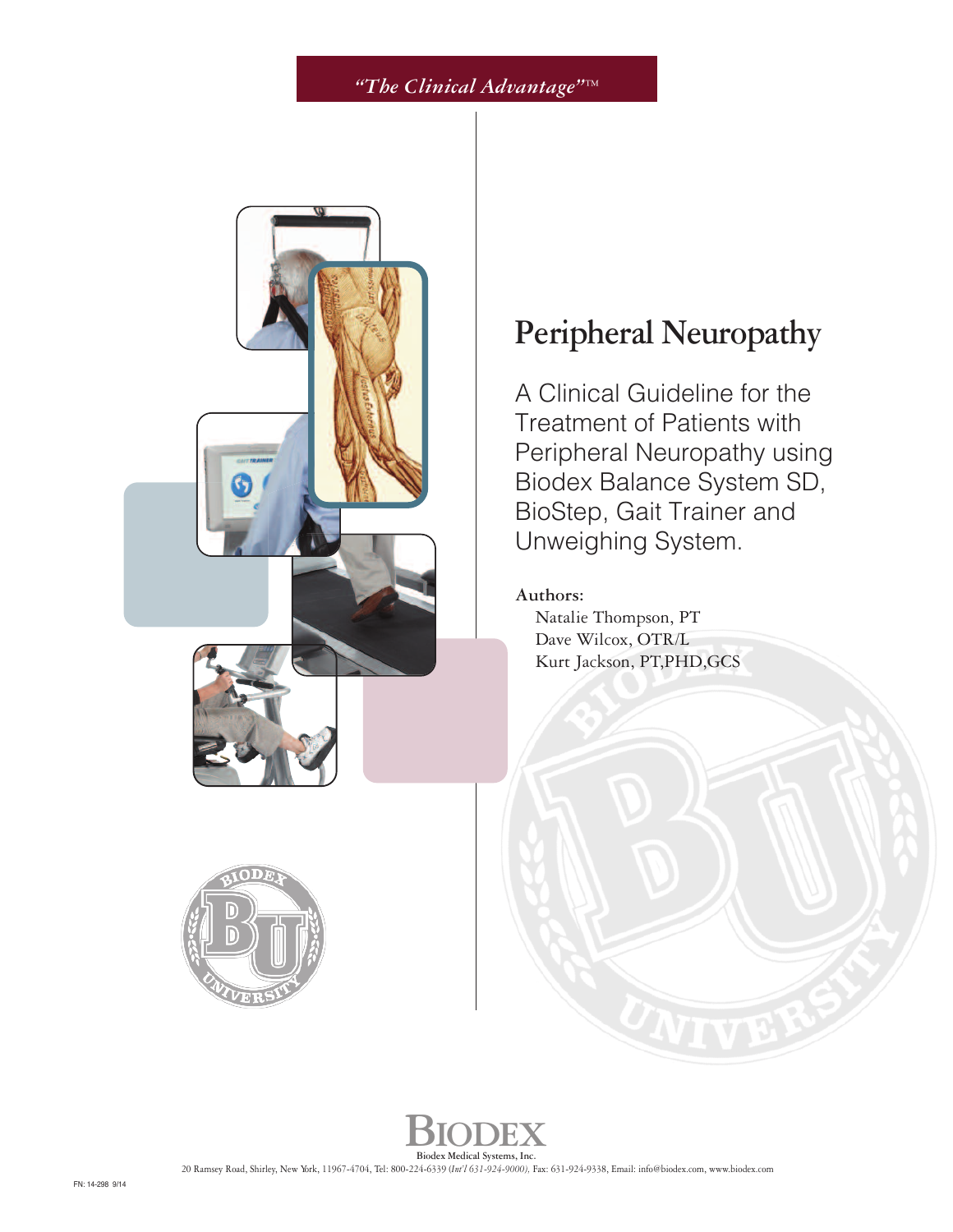*"The Clinical Advantage"™*

# Peripheral Neuropathy

A Clinical Guideline for the Treatment of Patients with Peripheral Neuropathy using Biodex Balance System SD, BioStep, Gait Trainer and Unweighing System.

**Authors:**

Natalie Thompson, PT
Dave Wilcox, OTR/L
Kurt Jackson, PT,PHD,GCS

BIODEX
Biodex Medical Systems, Inc.
20 Ramsey Road, Shirley, New York, 11967-4704, Tel: 800-224-6339 *(Int'l 631-924-9000),* Fax: 631-924-9338, Email: info@biodex.com, www.biodex.com

FN: 14-298 9/14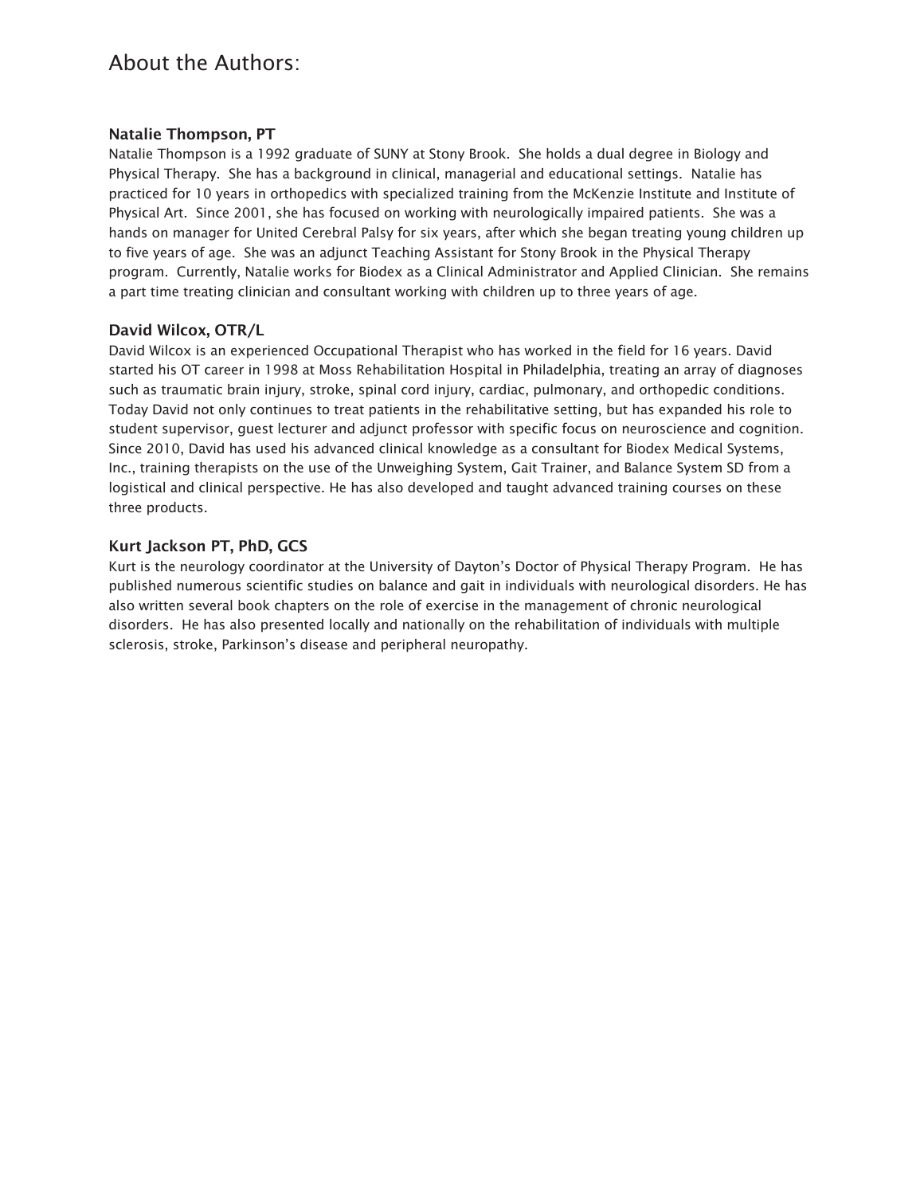# About the Authors:

### Natalie Thompson, PT

Natalie Thompson is a 1992 graduate of SUNY at Stony Brook. She holds a dual degree in Biology and Physical Therapy. She has a background in clinical, managerial and educational settings. Natalie has practiced for 10 years in orthopedics with specialized training from the McKenzie Institute and Institute of Physical Art. Since 2001, she has focused on working with neurologically impaired patients. She was a hands on manager for United Cerebral Palsy for six years, after which she began treating young children up to five years of age. She was an adjunct Teaching Assistant for Stony Brook in the Physical Therapy program. Currently, Natalie works for Biodex as a Clinical Administrator and Applied Clinician. She remains a part time treating clinician and consultant working with children up to three years of age.

### David Wilcox, OTR/L

David Wilcox is an experienced Occupational Therapist who has worked in the field for 16 years. David started his OT career in 1998 at Moss Rehabilitation Hospital in Philadelphia, treating an array of diagnoses such as traumatic brain injury, stroke, spinal cord injury, cardiac, pulmonary, and orthopedic conditions. Today David not only continues to treat patients in the rehabilitative setting, but has expanded his role to student supervisor, guest lecturer and adjunct professor with specific focus on neuroscience and cognition. Since 2010, David has used his advanced clinical knowledge as a consultant for Biodex Medical Systems, Inc., training therapists on the use of the Unweighing System, Gait Trainer, and Balance System SD from a logistical and clinical perspective. He has also developed and taught advanced training courses on these three products.

### Kurt Jackson PT, PhD, GCS

Kurt is the neurology coordinator at the University of Dayton's Doctor of Physical Therapy Program. He has published numerous scientific studies on balance and gait in individuals with neurological disorders. He has also written several book chapters on the role of exercise in the management of chronic neurological disorders. He has also presented locally and nationally on the rehabilitation of individuals with multiple sclerosis, stroke, Parkinson's disease and peripheral neuropathy.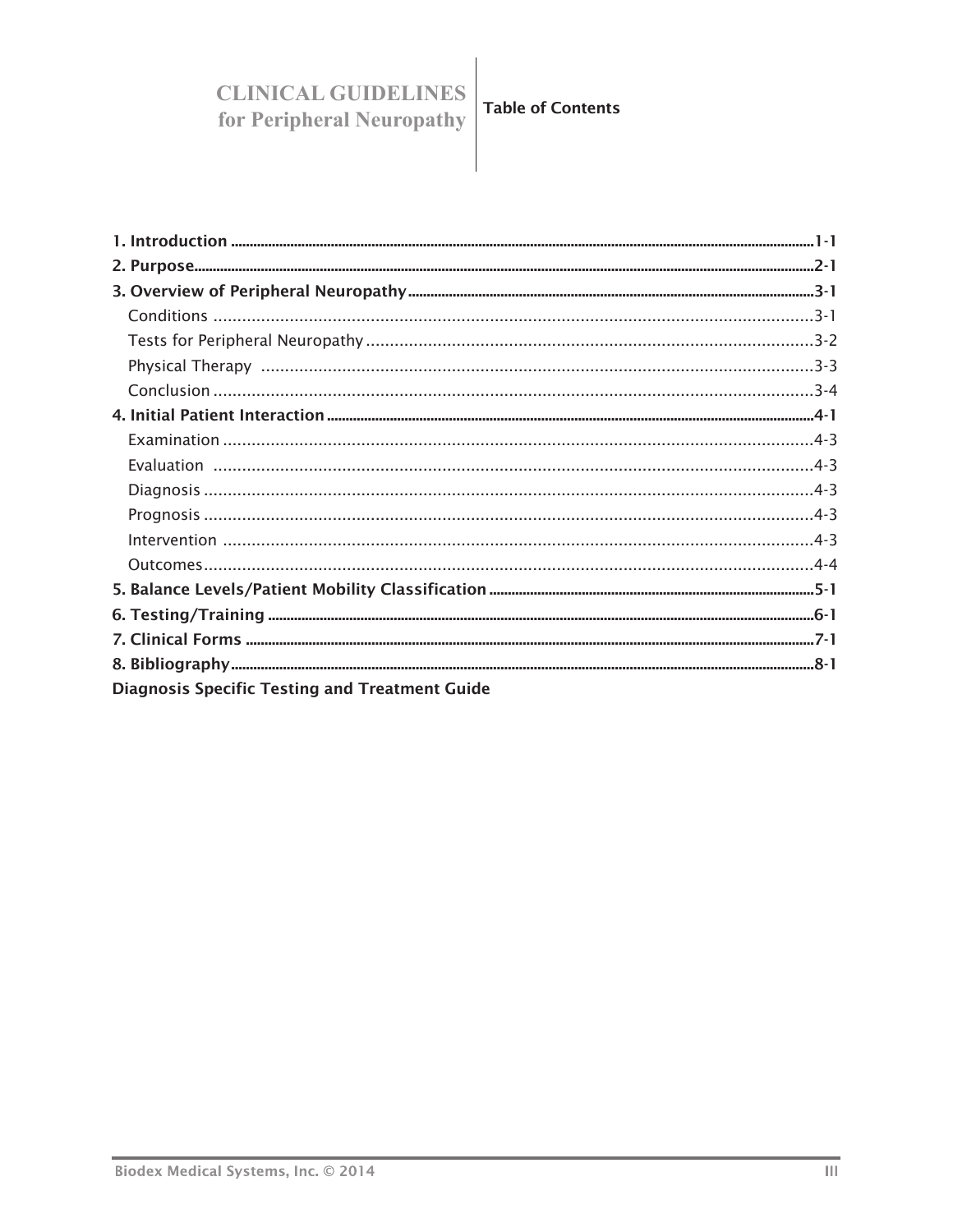# CLINICAL GUIDELINES for Peripheral Neuropathy

## Table of Contents

**1. Introduction** ............ 1-1
**2. Purpose** ............ 2-1
**3. Overview of Peripheral Neuropathy** ............ 3-1
- Conditions ............ 3-1
- Tests for Peripheral Neuropathy ............ 3-2
- Physical Therapy ............ 3-3
- Conclusion ............ 3-4

**4. Initial Patient Interaction** ............ 4-1
- Examination ............ 4-3
- Evaluation ............ 4-3
- Diagnosis ............ 4-3
- Prognosis ............ 4-3
- Intervention ............ 4-3
- Outcomes ............ 4-4

**5. Balance Levels/Patient Mobility Classification** ............ 5-1
**6. Testing/Training** ............ 6-1
**7. Clinical Forms** ............ 7-1
**8. Bibliography** ............ 8-1
**Diagnosis Specific Testing and Treatment Guide**

Biodex Medical Systems, Inc. © 2014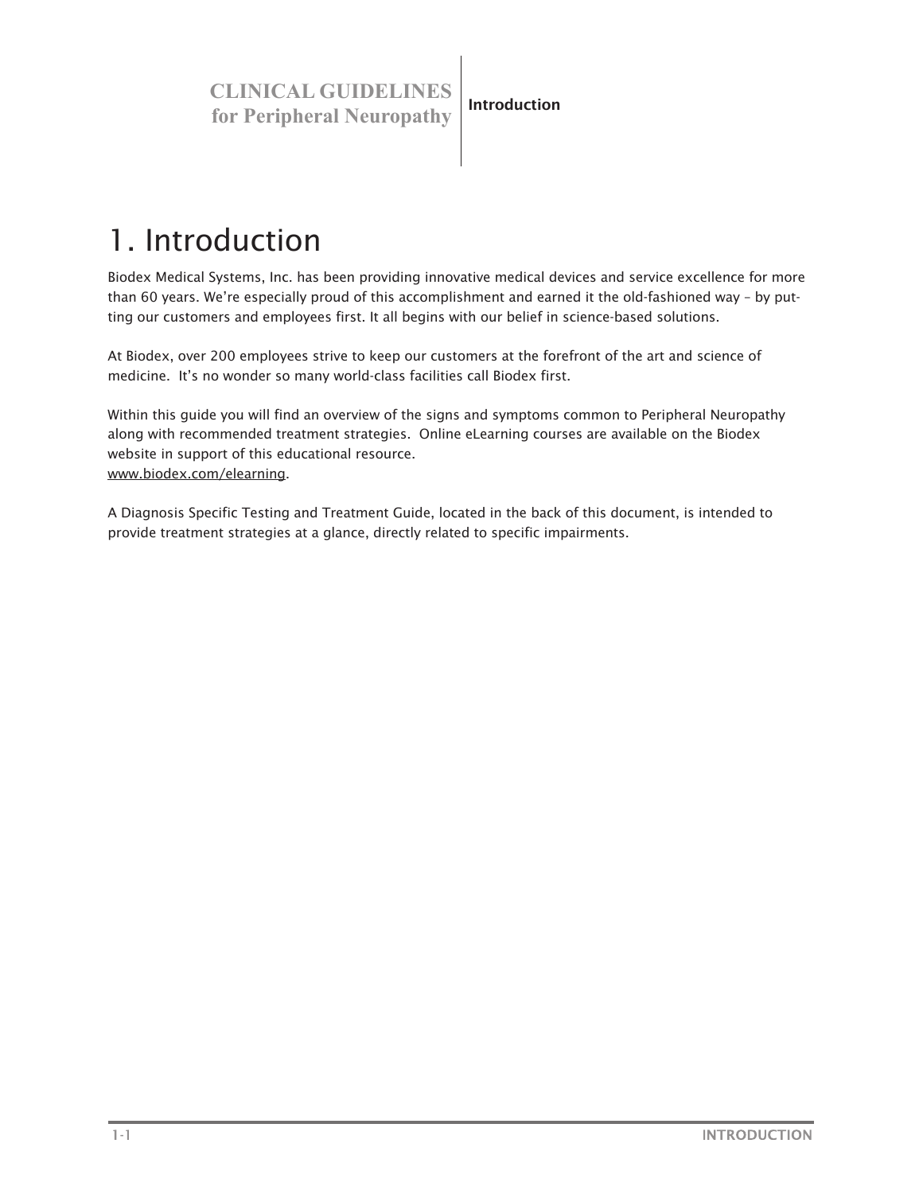# 1. Introduction

Biodex Medical Systems, Inc. has been providing innovative medical devices and service excellence for more than 60 years. We're especially proud of this accomplishment and earned it the old-fashioned way – by putting our customers and employees first. It all begins with our belief in science-based solutions.

At Biodex, over 200 employees strive to keep our customers at the forefront of the art and science of medicine. It's no wonder so many world-class facilities call Biodex first.

Within this guide you will find an overview of the signs and symptoms common to Peripheral Neuropathy along with recommended treatment strategies. Online eLearning courses are available on the Biodex website in support of this educational resource.
www.biodex.com/elearning.

A Diagnosis Specific Testing and Treatment Guide, located in the back of this document, is intended to provide treatment strategies at a glance, directly related to specific impairments.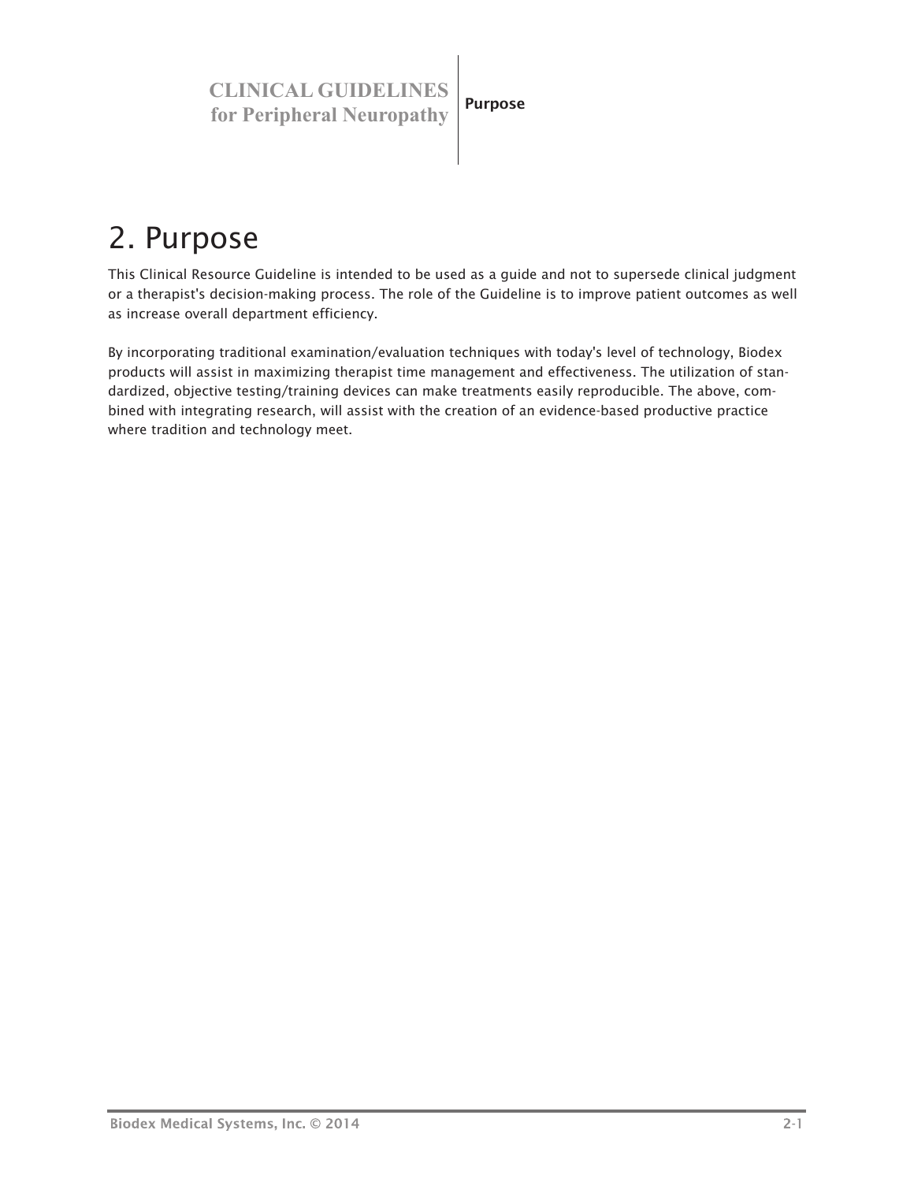# 2. Purpose

This Clinical Resource Guideline is intended to be used as a guide and not to supersede clinical judgment or a therapist's decision-making process. The role of the Guideline is to improve patient outcomes as well as increase overall department efficiency.

By incorporating traditional examination/evaluation techniques with today's level of technology, Biodex products will assist in maximizing therapist time management and effectiveness. The utilization of standardized, objective testing/training devices can make treatments easily reproducible. The above, combined with integrating research, will assist with the creation of an evidence-based productive practice where tradition and technology meet.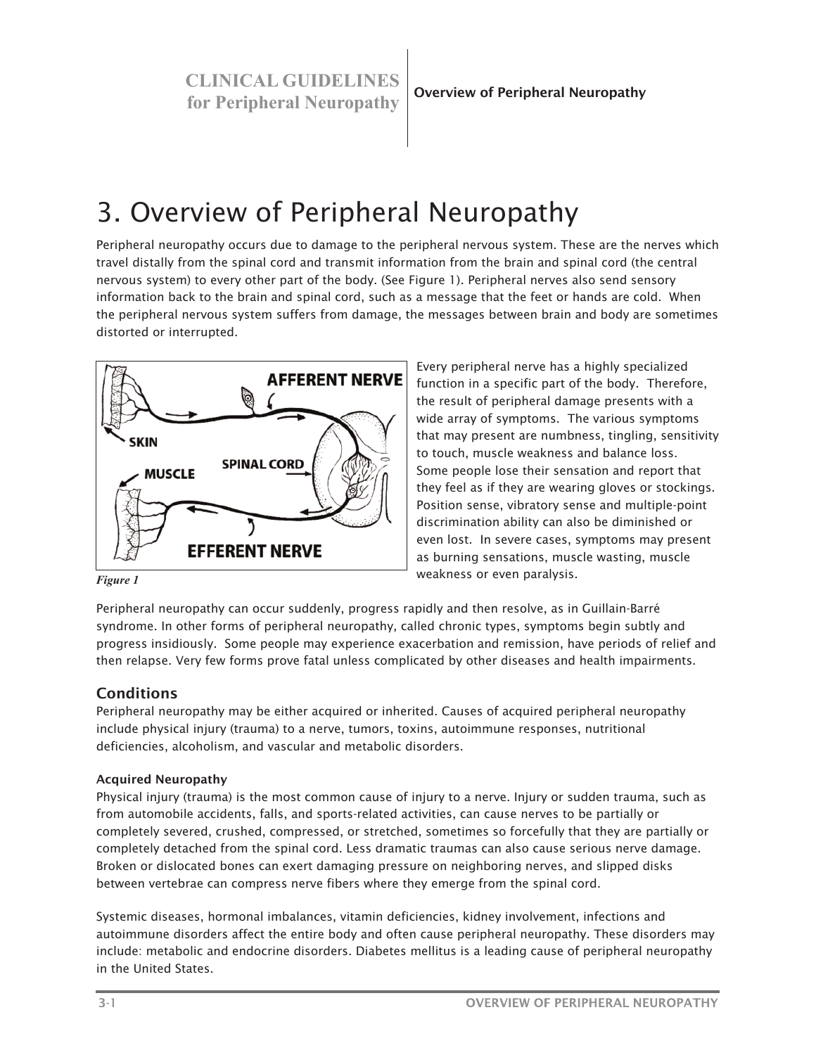# 3. Overview of Peripheral Neuropathy

Peripheral neuropathy occurs due to damage to the peripheral nervous system. These are the nerves which travel distally from the spinal cord and transmit information from the brain and spinal cord (the central nervous system) to every other part of the body. (See Figure 1). Peripheral nerves also send sensory information back to the brain and spinal cord, such as a message that the feet or hands are cold. When the peripheral nervous system suffers from damage, the messages between brain and body are sometimes distorted or interrupted.

*Figure 1*

Every peripheral nerve has a highly specialized function in a specific part of the body. Therefore, the result of peripheral damage presents with a wide array of symptoms. The various symptoms that may present are numbness, tingling, sensitivity to touch, muscle weakness and balance loss. Some people lose their sensation and report that they feel as if they are wearing gloves or stockings. Position sense, vibratory sense and multiple-point discrimination ability can also be diminished or even lost. In severe cases, symptoms may present as burning sensations, muscle wasting, muscle weakness or even paralysis.

Peripheral neuropathy can occur suddenly, progress rapidly and then resolve, as in Guillain-Barré syndrome. In other forms of peripheral neuropathy, called chronic types, symptoms begin subtly and progress insidiously. Some people may experience exacerbation and remission, have periods of relief and then relapse. Very few forms prove fatal unless complicated by other diseases and health impairments.

## Conditions

Peripheral neuropathy may be either acquired or inherited. Causes of acquired peripheral neuropathy include physical injury (trauma) to a nerve, tumors, toxins, autoimmune responses, nutritional deficiencies, alcoholism, and vascular and metabolic disorders.

### Acquired Neuropathy

Physical injury (trauma) is the most common cause of injury to a nerve. Injury or sudden trauma, such as from automobile accidents, falls, and sports-related activities, can cause nerves to be partially or completely severed, crushed, compressed, or stretched, sometimes so forcefully that they are partially or completely detached from the spinal cord. Less dramatic traumas can also cause serious nerve damage. Broken or dislocated bones can exert damaging pressure on neighboring nerves, and slipped disks between vertebrae can compress nerve fibers where they emerge from the spinal cord.

Systemic diseases, hormonal imbalances, vitamin deficiencies, kidney involvement, infections and autoimmune disorders affect the entire body and often cause peripheral neuropathy. These disorders may include: metabolic and endocrine disorders. Diabetes mellitus is a leading cause of peripheral neuropathy in the United States.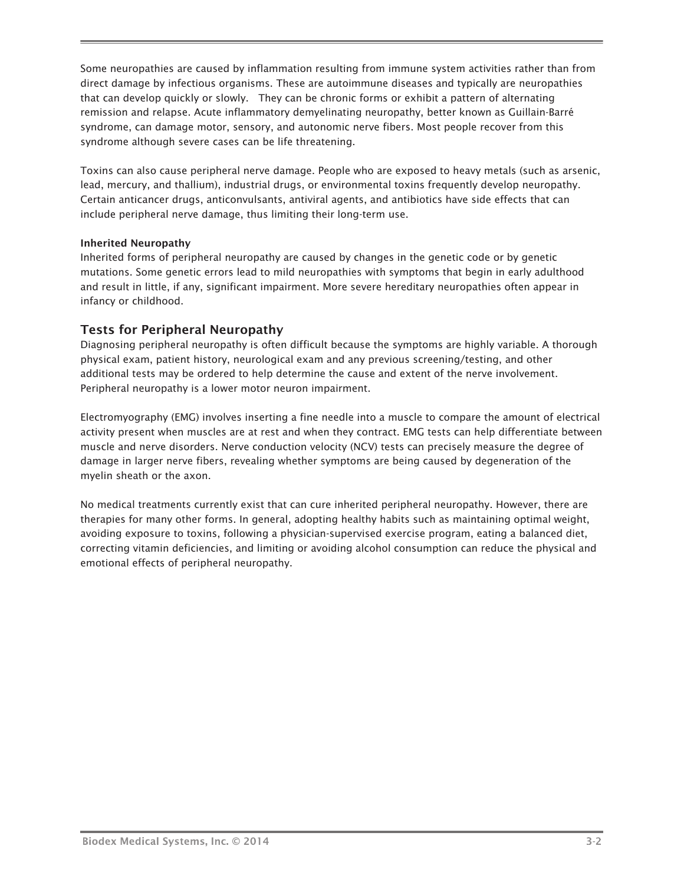Some neuropathies are caused by inflammation resulting from immune system activities rather than from direct damage by infectious organisms. These are autoimmune diseases and typically are neuropathies that can develop quickly or slowly.  They can be chronic forms or exhibit a pattern of alternating remission and relapse. Acute inflammatory demyelinating neuropathy, better known as Guillain-Barré syndrome, can damage motor, sensory, and autonomic nerve fibers. Most people recover from this syndrome although severe cases can be life threatening.

Toxins can also cause peripheral nerve damage. People who are exposed to heavy metals (such as arsenic, lead, mercury, and thallium), industrial drugs, or environmental toxins frequently develop neuropathy. Certain anticancer drugs, anticonvulsants, antiviral agents, and antibiotics have side effects that can include peripheral nerve damage, thus limiting their long-term use.

**Inherited Neuropathy**

Inherited forms of peripheral neuropathy are caused by changes in the genetic code or by genetic mutations. Some genetic errors lead to mild neuropathies with symptoms that begin in early adulthood and result in little, if any, significant impairment. More severe hereditary neuropathies often appear in infancy or childhood.

## Tests for Peripheral Neuropathy

Diagnosing peripheral neuropathy is often difficult because the symptoms are highly variable. A thorough physical exam, patient history, neurological exam and any previous screening/testing, and other additional tests may be ordered to help determine the cause and extent of the nerve involvement. Peripheral neuropathy is a lower motor neuron impairment.

Electromyography (EMG) involves inserting a fine needle into a muscle to compare the amount of electrical activity present when muscles are at rest and when they contract. EMG tests can help differentiate between muscle and nerve disorders. Nerve conduction velocity (NCV) tests can precisely measure the degree of damage in larger nerve fibers, revealing whether symptoms are being caused by degeneration of the myelin sheath or the axon.

No medical treatments currently exist that can cure inherited peripheral neuropathy. However, there are therapies for many other forms. In general, adopting healthy habits such as maintaining optimal weight, avoiding exposure to toxins, following a physician-supervised exercise program, eating a balanced diet, correcting vitamin deficiencies, and limiting or avoiding alcohol consumption can reduce the physical and emotional effects of peripheral neuropathy.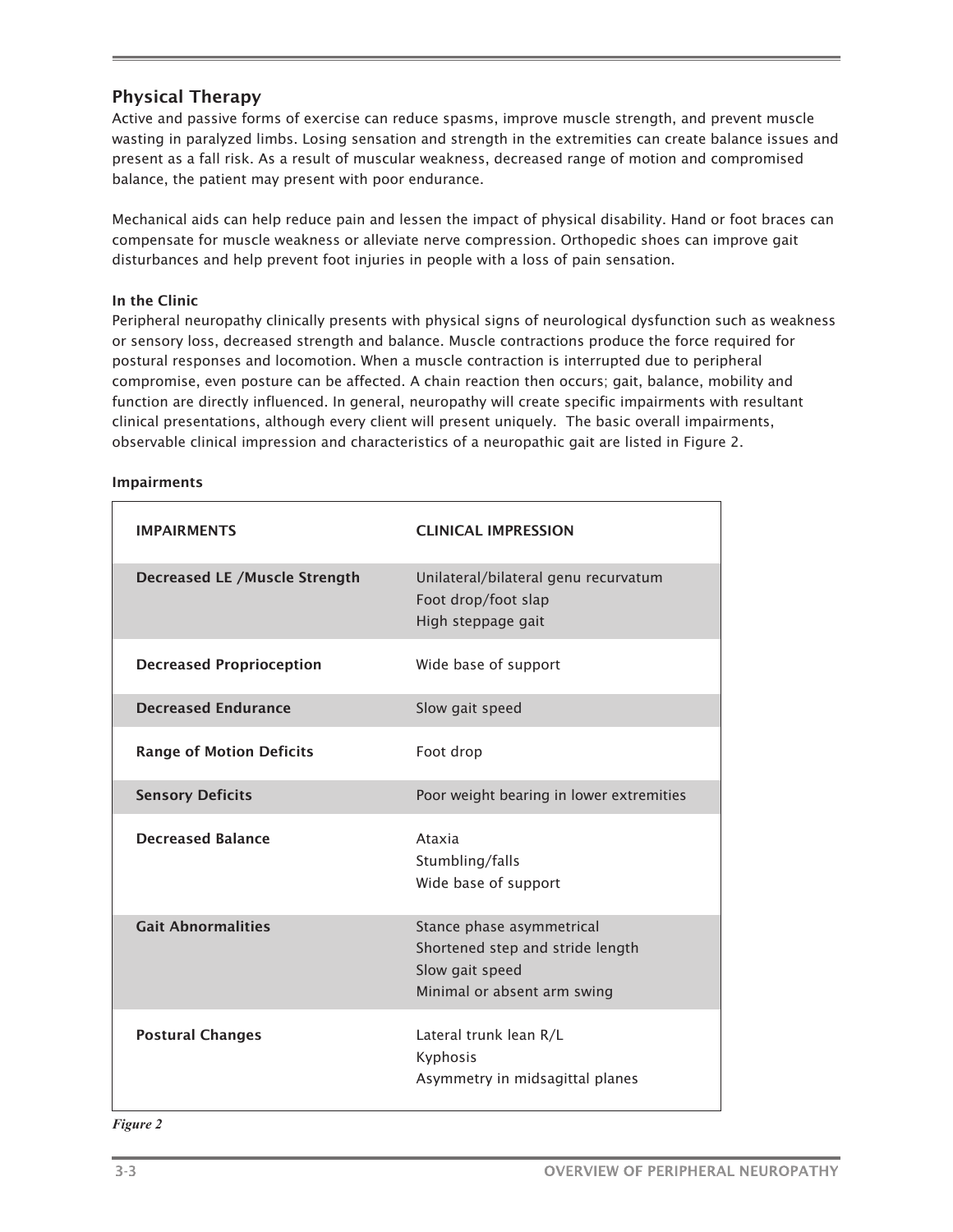## Physical Therapy

Active and passive forms of exercise can reduce spasms, improve muscle strength, and prevent muscle wasting in paralyzed limbs. Losing sensation and strength in the extremities can create balance issues and present as a fall risk. As a result of muscular weakness, decreased range of motion and compromised balance, the patient may present with poor endurance.

Mechanical aids can help reduce pain and lessen the impact of physical disability. Hand or foot braces can compensate for muscle weakness or alleviate nerve compression. Orthopedic shoes can improve gait disturbances and help prevent foot injuries in people with a loss of pain sensation.

### In the Clinic

Peripheral neuropathy clinically presents with physical signs of neurological dysfunction such as weakness or sensory loss, decreased strength and balance. Muscle contractions produce the force required for postural responses and locomotion. When a muscle contraction is interrupted due to peripheral compromise, even posture can be affected. A chain reaction then occurs; gait, balance, mobility and function are directly influenced. In general, neuropathy will create specific impairments with resultant clinical presentations, although every client will present uniquely. The basic overall impairments, observable clinical impression and characteristics of a neuropathic gait are listed in Figure 2.

### Impairments

| IMPAIRMENTS | CLINICAL IMPRESSION |
|---|---|
| **Decreased LE /Muscle Strength** | Unilateral/bilateral genu recurvatum<br>Foot drop/foot slap<br>High steppage gait |
| **Decreased Proprioception** | Wide base of support |
| **Decreased Endurance** | Slow gait speed |
| **Range of Motion Deficits** | Foot drop |
| **Sensory Deficits** | Poor weight bearing in lower extremities |
| **Decreased Balance** | Ataxia<br>Stumbling/falls<br>Wide base of support |
| **Gait Abnormalities** | Stance phase asymmetrical<br>Shortened step and stride length<br>Slow gait speed<br>Minimal or absent arm swing |
| **Postural Changes** | Lateral trunk lean R/L<br>Kyphosis<br>Asymmetry in midsagittal planes |

*Figure 2*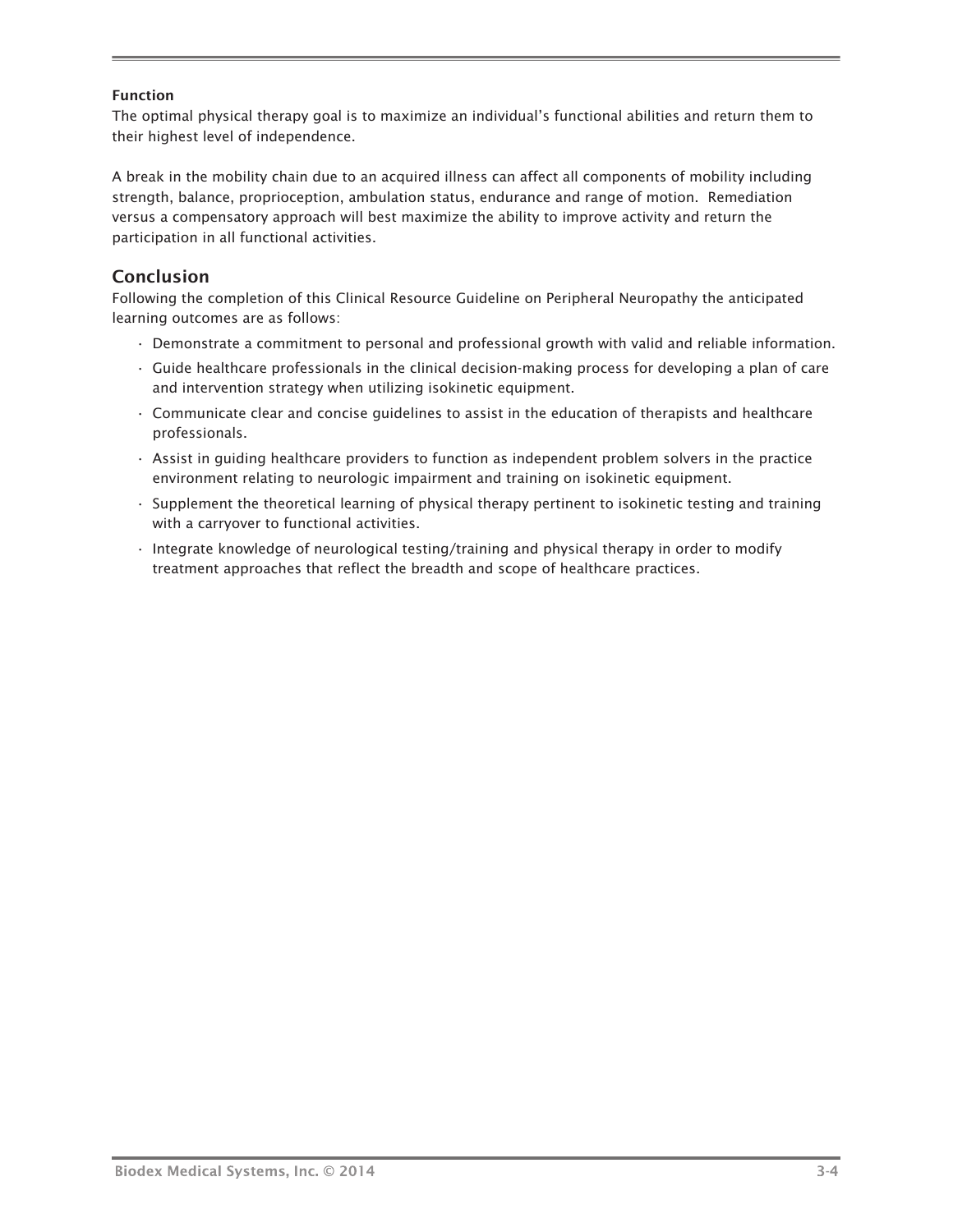**Function**

The optimal physical therapy goal is to maximize an individual's functional abilities and return them to their highest level of independence.

A break in the mobility chain due to an acquired illness can affect all components of mobility including strength, balance, proprioception, ambulation status, endurance and range of motion. Remediation versus a compensatory approach will best maximize the ability to improve activity and return the participation in all functional activities.

## Conclusion

Following the completion of this Clinical Resource Guideline on Peripheral Neuropathy the anticipated learning outcomes are as follows:

- Demonstrate a commitment to personal and professional growth with valid and reliable information.
- Guide healthcare professionals in the clinical decision-making process for developing a plan of care and intervention strategy when utilizing isokinetic equipment.
- Communicate clear and concise guidelines to assist in the education of therapists and healthcare professionals.
- Assist in guiding healthcare providers to function as independent problem solvers in the practice environment relating to neurologic impairment and training on isokinetic equipment.
- Supplement the theoretical learning of physical therapy pertinent to isokinetic testing and training with a carryover to functional activities.
- Integrate knowledge of neurological testing/training and physical therapy in order to modify treatment approaches that reflect the breadth and scope of healthcare practices.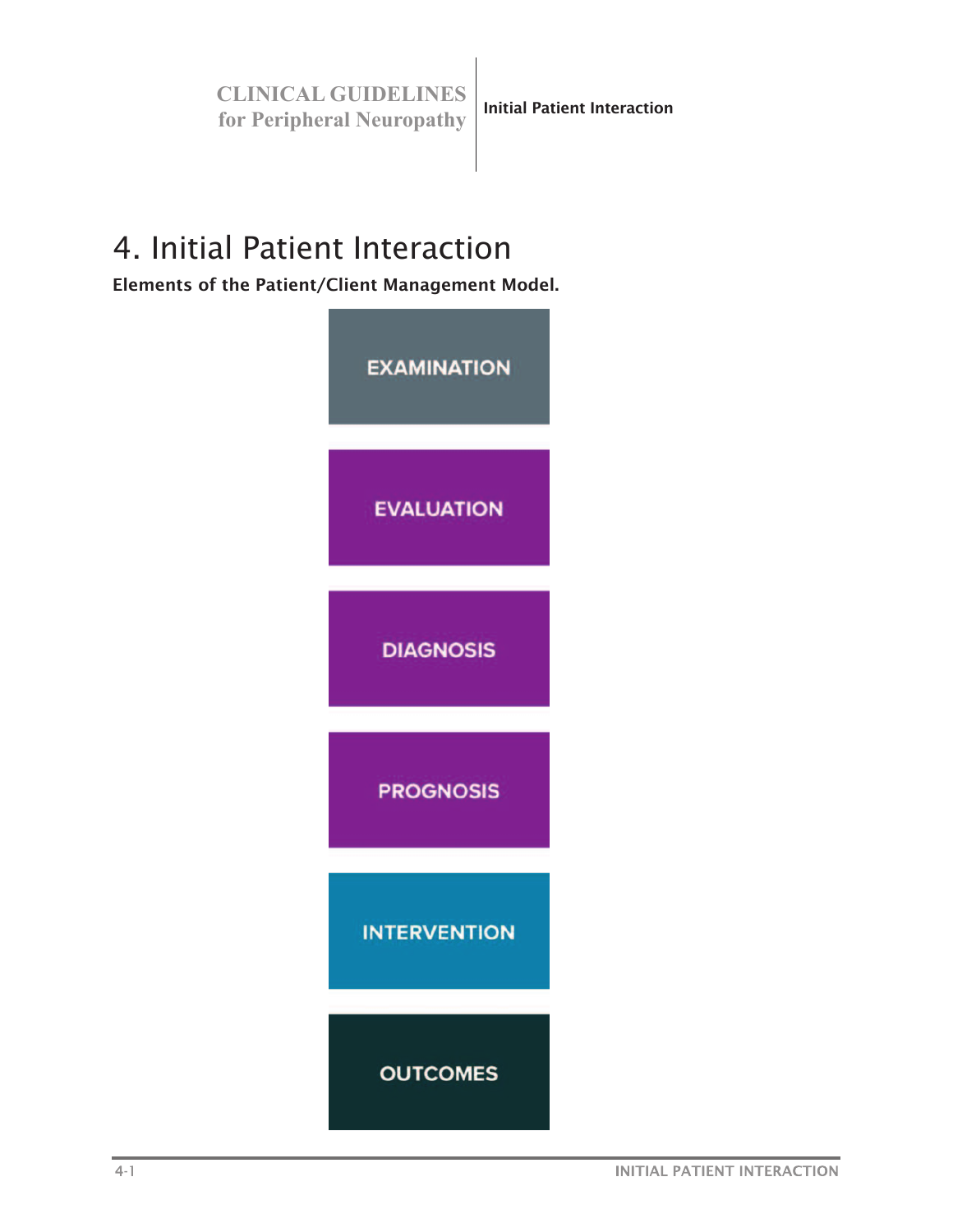# 4. Initial Patient Interaction

**Elements of the Patient/Client Management Model.**

EXAMINATION

EVALUATION

DIAGNOSIS

PROGNOSIS

INTERVENTION

OUTCOMES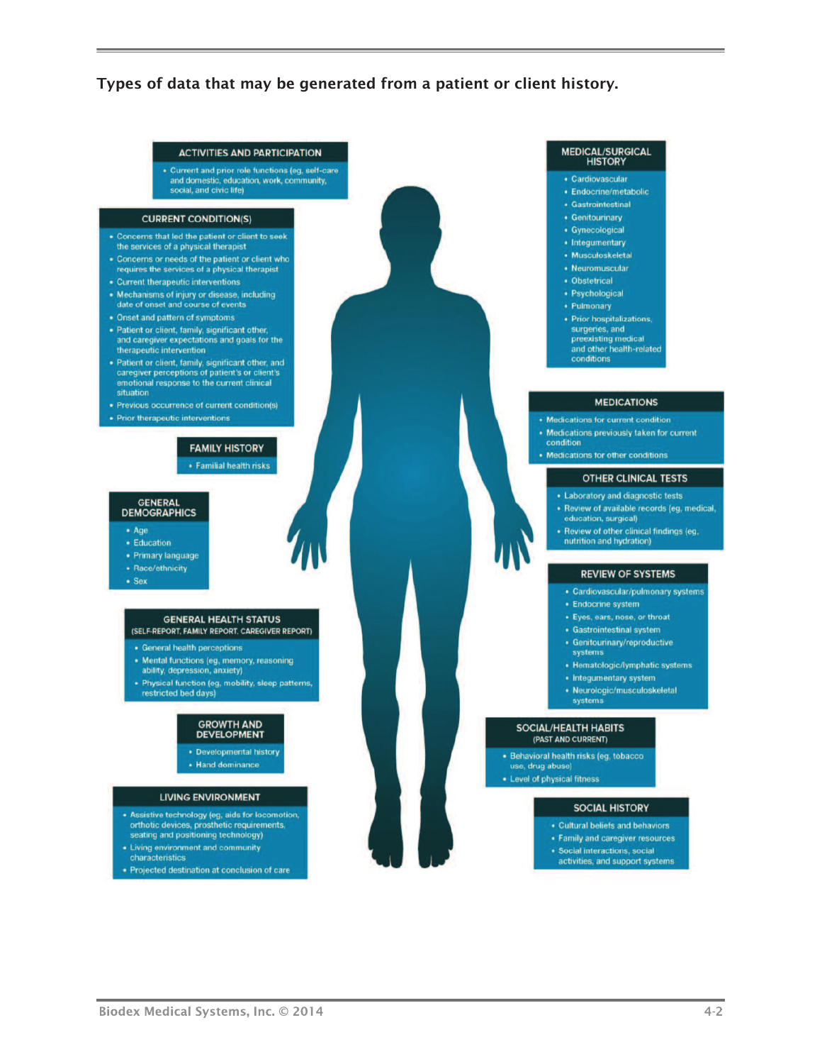**Types of data that may be generated from a patient or client history.**

### ACTIVITIES AND PARTICIPATION

- Current and prior role functions (eg, self-care and domestic, education, work, community, social, and civic life)

### CURRENT CONDITION(S)

- Concerns that led the patient or client to seek the services of a physical therapist
- Concerns or needs of the patient or client who requires the services of a physical therapist
- Current therapeutic interventions
- Mechanisms of injury or disease, including date of onset and course of events
- Onset and pattern of symptoms
- Patient or client, family, significant other, and caregiver expectations and goals for the therapeutic intervention
- Patient or client, family, significant other, and caregiver perceptions of patient's or client's emotional response to the current clinical situation
- Previous occurrence of current condition(s)
- Prior therapeutic interventions

### FAMILY HISTORY

- Familial health risks

### GENERAL DEMOGRAPHICS

- Age
- Education
- Primary language
- Race/ethnicity
- Sex

### GENERAL HEALTH STATUS
(SELF-REPORT, FAMILY REPORT, CAREGIVER REPORT)

- General health perceptions
- Mental functions (eg, memory, reasoning ability, depression, anxiety)
- Physical function (eg, mobility, sleep patterns, restricted bed days)

### GROWTH AND DEVELOPMENT

- Developmental history
- Hand dominance

### LIVING ENVIRONMENT

- Assistive technology (eg, aids for locomotion, orthotic devices, prosthetic requirements, seating and positioning technology)
- Living environment and community characteristics
- Projected destination at conclusion of care

### MEDICAL/SURGICAL HISTORY

- Cardiovascular
- Endocrine/metabolic
- Gastrointestinal
- Genitourinary
- Gynecological
- Integumentary
- Musculoskeletal
- Neuromuscular
- Obstetrical
- Psychological
- Pulmonary
- Prior hospitalizations, surgeries, and preexisting medical and other health-related conditions

### MEDICATIONS

- Medications for current condition
- Medications previously taken for current condition
- Medications for other conditions

### OTHER CLINICAL TESTS

- Laboratory and diagnostic tests
- Review of available records (eg, medical, education, surgical)
- Review of other clinical findings (eg, nutrition and hydration)

### REVIEW OF SYSTEMS

- Cardiovascular/pulmonary systems
- Endocrine system
- Eyes, ears, nose, or throat
- Gastrointestinal system
- Genitourinary/reproductive systems
- Hematologic/lymphatic systems
- Integumentary system
- Neurologic/musculoskeletal systems

### SOCIAL/HEALTH HABITS
(PAST AND CURRENT)

- Behavioral health risks (eg, tobacco use, drug abuse)
- Level of physical fitness

### SOCIAL HISTORY

- Cultural beliefs and behaviors
- Family and caregiver resources
- Social interactions, social activities, and support systems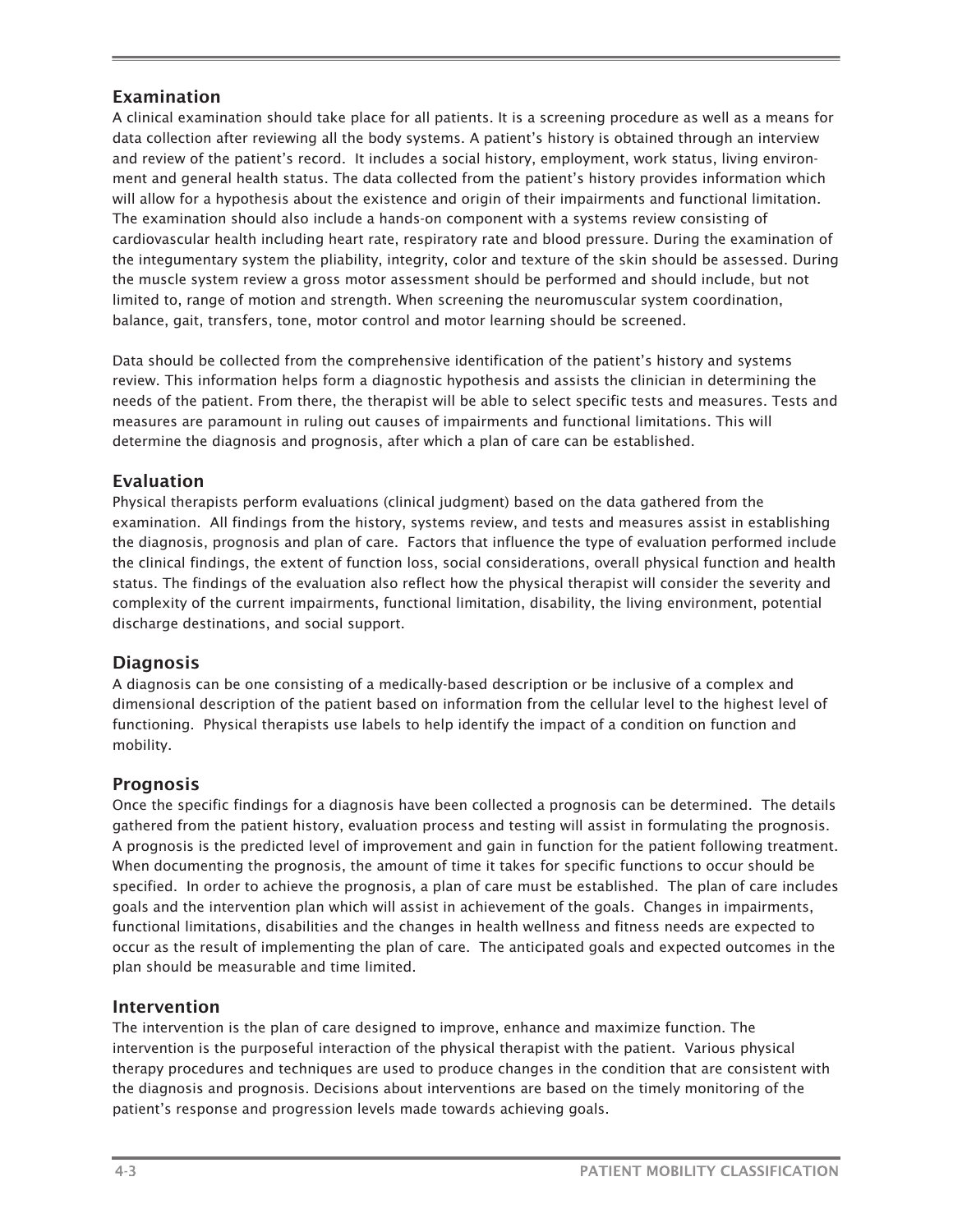## Examination

A clinical examination should take place for all patients. It is a screening procedure as well as a means for data collection after reviewing all the body systems. A patient's history is obtained through an interview and review of the patient's record. It includes a social history, employment, work status, living environment and general health status. The data collected from the patient's history provides information which will allow for a hypothesis about the existence and origin of their impairments and functional limitation. The examination should also include a hands-on component with a systems review consisting of cardiovascular health including heart rate, respiratory rate and blood pressure. During the examination of the integumentary system the pliability, integrity, color and texture of the skin should be assessed. During the muscle system review a gross motor assessment should be performed and should include, but not limited to, range of motion and strength. When screening the neuromuscular system coordination, balance, gait, transfers, tone, motor control and motor learning should be screened.

Data should be collected from the comprehensive identification of the patient's history and systems review. This information helps form a diagnostic hypothesis and assists the clinician in determining the needs of the patient. From there, the therapist will be able to select specific tests and measures. Tests and measures are paramount in ruling out causes of impairments and functional limitations. This will determine the diagnosis and prognosis, after which a plan of care can be established.

## Evaluation

Physical therapists perform evaluations (clinical judgment) based on the data gathered from the examination. All findings from the history, systems review, and tests and measures assist in establishing the diagnosis, prognosis and plan of care. Factors that influence the type of evaluation performed include the clinical findings, the extent of function loss, social considerations, overall physical function and health status. The findings of the evaluation also reflect how the physical therapist will consider the severity and complexity of the current impairments, functional limitation, disability, the living environment, potential discharge destinations, and social support.

## Diagnosis

A diagnosis can be one consisting of a medically-based description or be inclusive of a complex and dimensional description of the patient based on information from the cellular level to the highest level of functioning. Physical therapists use labels to help identify the impact of a condition on function and mobility.

## Prognosis

Once the specific findings for a diagnosis have been collected a prognosis can be determined. The details gathered from the patient history, evaluation process and testing will assist in formulating the prognosis. A prognosis is the predicted level of improvement and gain in function for the patient following treatment. When documenting the prognosis, the amount of time it takes for specific functions to occur should be specified. In order to achieve the prognosis, a plan of care must be established. The plan of care includes goals and the intervention plan which will assist in achievement of the goals. Changes in impairments, functional limitations, disabilities and the changes in health wellness and fitness needs are expected to occur as the result of implementing the plan of care. The anticipated goals and expected outcomes in the plan should be measurable and time limited.

## Intervention

The intervention is the plan of care designed to improve, enhance and maximize function. The intervention is the purposeful interaction of the physical therapist with the patient. Various physical therapy procedures and techniques are used to produce changes in the condition that are consistent with the diagnosis and prognosis. Decisions about interventions are based on the timely monitoring of the patient's response and progression levels made towards achieving goals.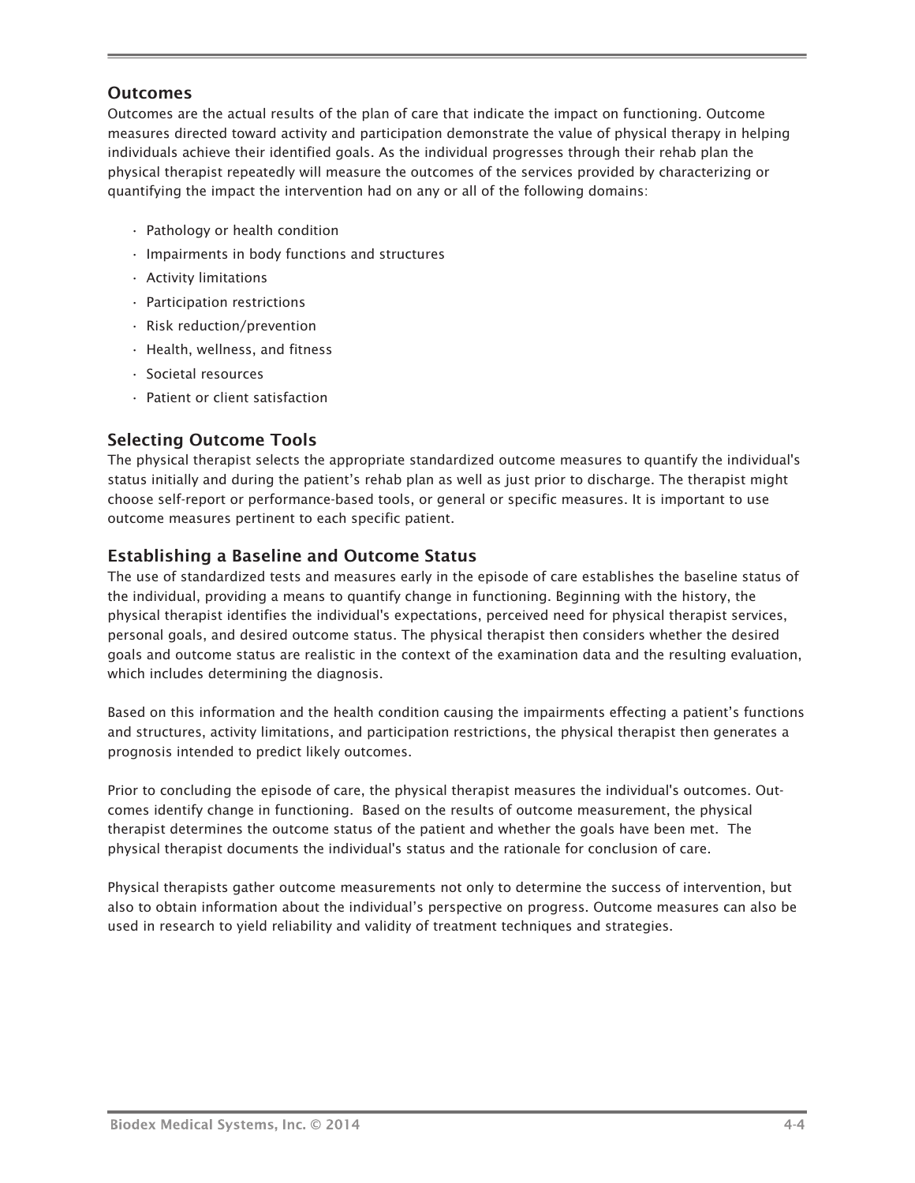### Outcomes

Outcomes are the actual results of the plan of care that indicate the impact on functioning. Outcome measures directed toward activity and participation demonstrate the value of physical therapy in helping individuals achieve their identified goals. As the individual progresses through their rehab plan the physical therapist repeatedly will measure the outcomes of the services provided by characterizing or quantifying the impact the intervention had on any or all of the following domains:

- Pathology or health condition
- Impairments in body functions and structures
- Activity limitations
- Participation restrictions
- Risk reduction/prevention
- Health, wellness, and fitness
- Societal resources
- Patient or client satisfaction

### Selecting Outcome Tools

The physical therapist selects the appropriate standardized outcome measures to quantify the individual's status initially and during the patient's rehab plan as well as just prior to discharge. The therapist might choose self-report or performance-based tools, or general or specific measures. It is important to use outcome measures pertinent to each specific patient.

### Establishing a Baseline and Outcome Status

The use of standardized tests and measures early in the episode of care establishes the baseline status of the individual, providing a means to quantify change in functioning. Beginning with the history, the physical therapist identifies the individual's expectations, perceived need for physical therapist services, personal goals, and desired outcome status. The physical therapist then considers whether the desired goals and outcome status are realistic in the context of the examination data and the resulting evaluation, which includes determining the diagnosis.

Based on this information and the health condition causing the impairments effecting a patient's functions and structures, activity limitations, and participation restrictions, the physical therapist then generates a prognosis intended to predict likely outcomes.

Prior to concluding the episode of care, the physical therapist measures the individual's outcomes. Outcomes identify change in functioning. Based on the results of outcome measurement, the physical therapist determines the outcome status of the patient and whether the goals have been met. The physical therapist documents the individual's status and the rationale for conclusion of care.

Physical therapists gather outcome measurements not only to determine the success of intervention, but also to obtain information about the individual's perspective on progress. Outcome measures can also be used in research to yield reliability and validity of treatment techniques and strategies.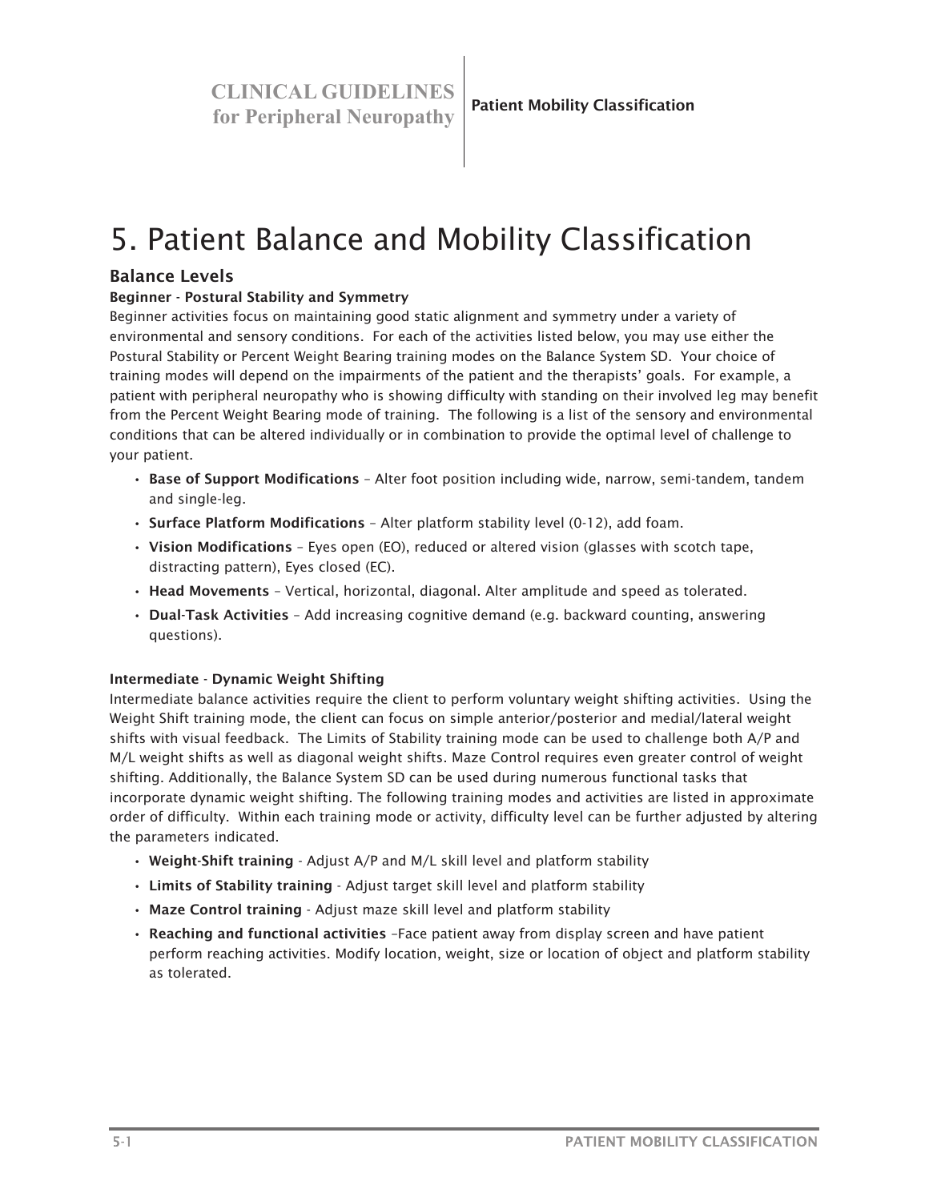# 5. Patient Balance and Mobility Classification

## Balance Levels

### Beginner - Postural Stability and Symmetry

Beginner activities focus on maintaining good static alignment and symmetry under a variety of environmental and sensory conditions. For each of the activities listed below, you may use either the Postural Stability or Percent Weight Bearing training modes on the Balance System SD. Your choice of training modes will depend on the impairments of the patient and the therapists' goals. For example, a patient with peripheral neuropathy who is showing difficulty with standing on their involved leg may benefit from the Percent Weight Bearing mode of training. The following is a list of the sensory and environmental conditions that can be altered individually or in combination to provide the optimal level of challenge to your patient.

- **Base of Support Modifications** – Alter foot position including wide, narrow, semi-tandem, tandem and single-leg.
- **Surface Platform Modifications** – Alter platform stability level (0-12), add foam.
- **Vision Modifications** – Eyes open (EO), reduced or altered vision (glasses with scotch tape, distracting pattern), Eyes closed (EC).
- **Head Movements** – Vertical, horizontal, diagonal. Alter amplitude and speed as tolerated.
- **Dual-Task Activities** – Add increasing cognitive demand (e.g. backward counting, answering questions).

### Intermediate - Dynamic Weight Shifting

Intermediate balance activities require the client to perform voluntary weight shifting activities. Using the Weight Shift training mode, the client can focus on simple anterior/posterior and medial/lateral weight shifts with visual feedback. The Limits of Stability training mode can be used to challenge both A/P and M/L weight shifts as well as diagonal weight shifts. Maze Control requires even greater control of weight shifting. Additionally, the Balance System SD can be used during numerous functional tasks that incorporate dynamic weight shifting. The following training modes and activities are listed in approximate order of difficulty. Within each training mode or activity, difficulty level can be further adjusted by altering the parameters indicated.

- **Weight-Shift training** - Adjust A/P and M/L skill level and platform stability
- **Limits of Stability training** - Adjust target skill level and platform stability
- **Maze Control training** - Adjust maze skill level and platform stability
- **Reaching and functional activities** –Face patient away from display screen and have patient perform reaching activities. Modify location, weight, size or location of object and platform stability as tolerated.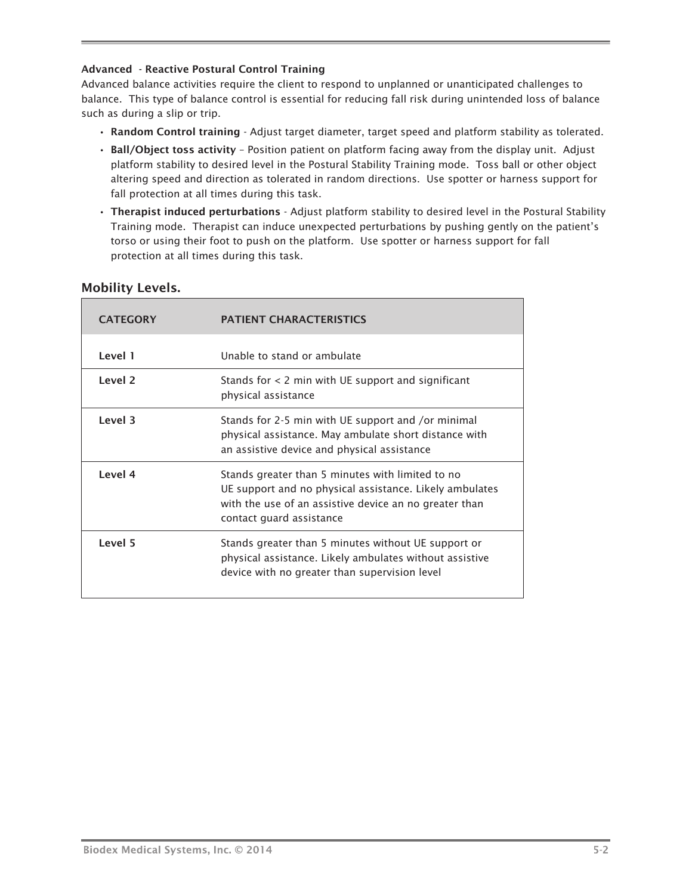**Advanced - Reactive Postural Control Training**

Advanced balance activities require the client to respond to unplanned or unanticipated challenges to balance. This type of balance control is essential for reducing fall risk during unintended loss of balance such as during a slip or trip.

- **Random Control training** - Adjust target diameter, target speed and platform stability as tolerated.
- **Ball/Object toss activity** – Position patient on platform facing away from the display unit. Adjust platform stability to desired level in the Postural Stability Training mode. Toss ball or other object altering speed and direction as tolerated in random directions. Use spotter or harness support for fall protection at all times during this task.
- **Therapist induced perturbations** - Adjust platform stability to desired level in the Postural Stability Training mode. Therapist can induce unexpected perturbations by pushing gently on the patient's torso or using their foot to push on the platform. Use spotter or harness support for fall protection at all times during this task.

## Mobility Levels.

| CATEGORY | PATIENT CHARACTERISTICS |
|---|---|
| **Level 1** | Unable to stand or ambulate |
| **Level 2** | Stands for < 2 min with UE support and significant physical assistance |
| **Level 3** | Stands for 2-5 min with UE support and /or minimal physical assistance. May ambulate short distance with an assistive device and physical assistance |
| **Level 4** | Stands greater than 5 minutes with limited to no UE support and no physical assistance. Likely ambulates with the use of an assistive device an no greater than contact guard assistance |
| **Level 5** | Stands greater than 5 minutes without UE support or physical assistance. Likely ambulates without assistive device with no greater than supervision level |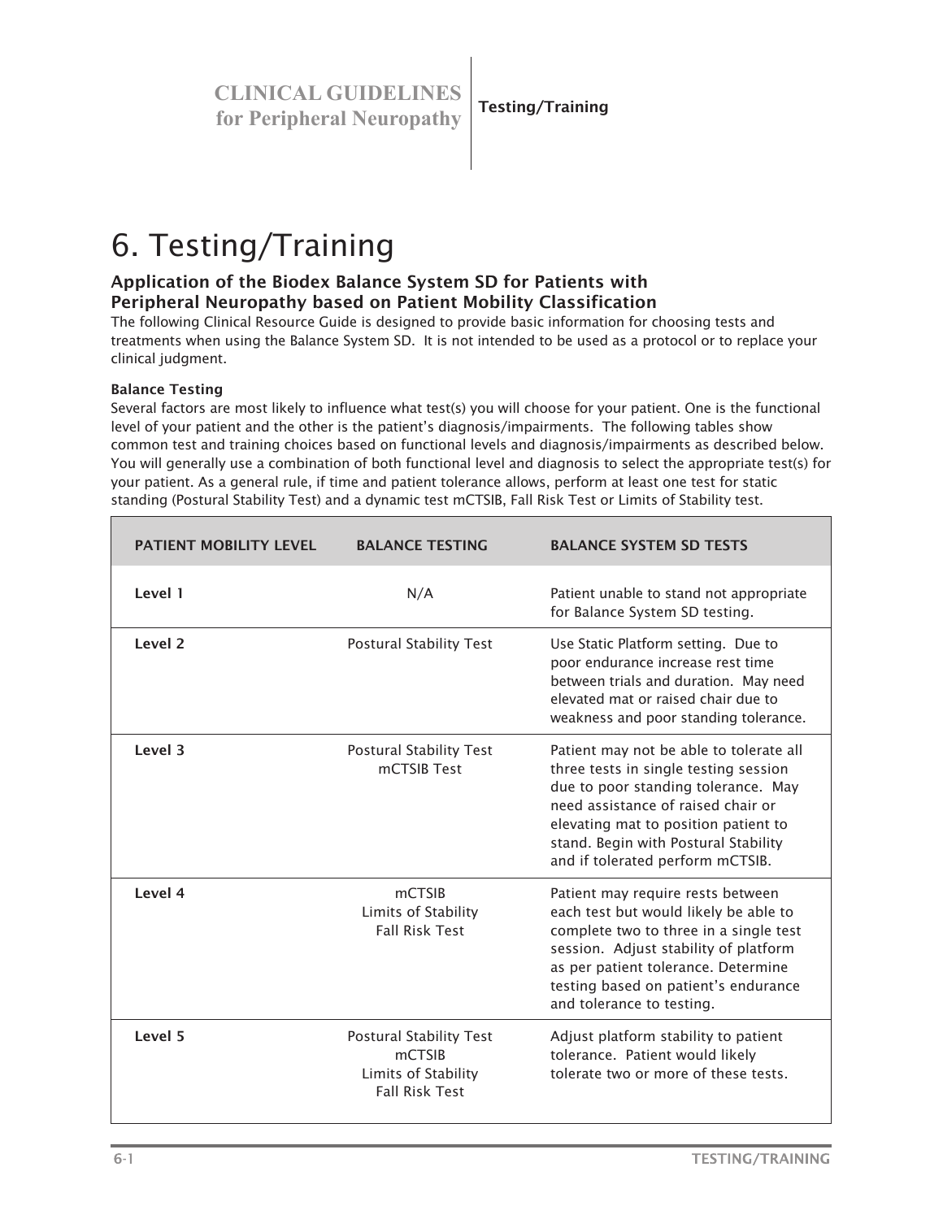# 6. Testing/Training

### Application of the Biodex Balance System SD for Patients with Peripheral Neuropathy based on Patient Mobility Classification

The following Clinical Resource Guide is designed to provide basic information for choosing tests and treatments when using the Balance System SD. It is not intended to be used as a protocol or to replace your clinical judgment.

#### Balance Testing

Several factors are most likely to influence what test(s) you will choose for your patient. One is the functional level of your patient and the other is the patient's diagnosis/impairments. The following tables show common test and training choices based on functional levels and diagnosis/impairments as described below. You will generally use a combination of both functional level and diagnosis to select the appropriate test(s) for your patient. As a general rule, if time and patient tolerance allows, perform at least one test for static standing (Postural Stability Test) and a dynamic test mCTSIB, Fall Risk Test or Limits of Stability test.

| PATIENT MOBILITY LEVEL | BALANCE TESTING | BALANCE SYSTEM SD TESTS |
|---|---|---|
| Level 1 | N/A | Patient unable to stand not appropriate for Balance System SD testing. |
| Level 2 | Postural Stability Test | Use Static Platform setting. Due to poor endurance increase rest time between trials and duration. May need elevated mat or raised chair due to weakness and poor standing tolerance. |
| Level 3 | Postural Stability Test<br>mCTSIB Test | Patient may not be able to tolerate all three tests in single testing session due to poor standing tolerance. May need assistance of raised chair or elevating mat to position patient to stand. Begin with Postural Stability and if tolerated perform mCTSIB. |
| Level 4 | mCTSIB<br>Limits of Stability<br>Fall Risk Test | Patient may require rests between each test but would likely be able to complete two to three in a single test session. Adjust stability of platform as per patient tolerance. Determine testing based on patient's endurance and tolerance to testing. |
| Level 5 | Postural Stability Test<br>mCTSIB<br>Limits of Stability<br>Fall Risk Test | Adjust platform stability to patient tolerance. Patient would likely tolerate two or more of these tests. |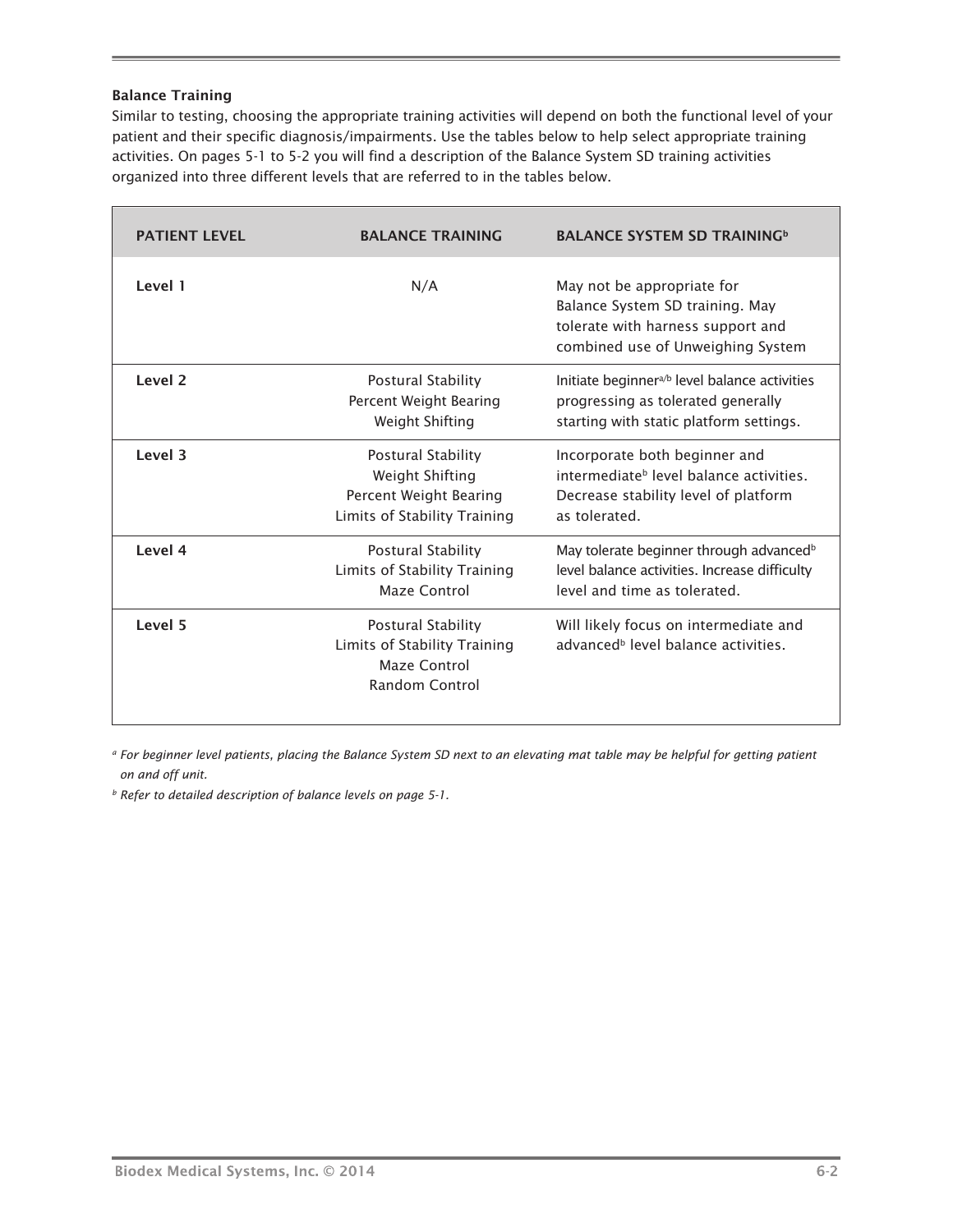### Balance Training

Similar to testing, choosing the appropriate training activities will depend on both the functional level of your patient and their specific diagnosis/impairments. Use the tables below to help select appropriate training activities. On pages 5-1 to 5-2 you will find a description of the Balance System SD training activities organized into three different levels that are referred to in the tables below.

| PATIENT LEVEL | BALANCE TRAINING | BALANCE SYSTEM SD TRAINING[b] |
|---|---|---|
| Level 1 | N/A | May not be appropriate for Balance System SD training. May tolerate with harness support and combined use of Unweighing System |
| Level 2 | Postural Stability<br>Percent Weight Bearing<br>Weight Shifting | Initiate beginner[a/b] level balance activities progressing as tolerated generally starting with static platform settings. |
| Level 3 | Postural Stability<br>Weight Shifting<br>Percent Weight Bearing<br>Limits of Stability Training | Incorporate both beginner and intermediate[b] level balance activities. Decrease stability level of platform as tolerated. |
| Level 4 | Postural Stability<br>Limits of Stability Training<br>Maze Control | May tolerate beginner through advanced[b] level balance activities. Increase difficulty level and time as tolerated. |
| Level 5 | Postural Stability<br>Limits of Stability Training<br>Maze Control<br>Random Control | Will likely focus on intermediate and advanced[b] level balance activities. |

[a] *For beginner level patients, placing the Balance System SD next to an elevating mat table may be helpful for getting patient on and off unit.*

[b] *Refer to detailed description of balance levels on page 5-1.*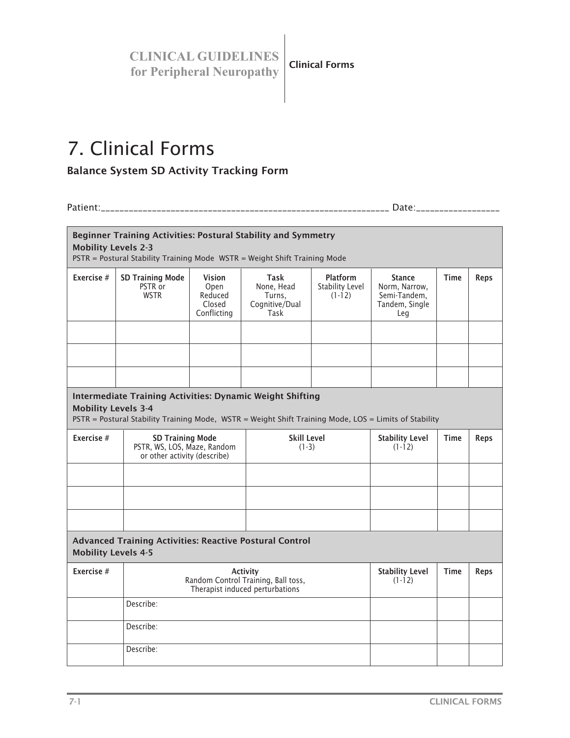# 7. Clinical Forms

### Balance System SD Activity Tracking Form

Patient:_____________________________________________________________ Date:_________________

**Beginner Training Activities: Postural Stability and Symmetry**
**Mobility Levels 2-3**
PSTR = Postural Stability Training Mode  WSTR = Weight Shift Training Mode

| Exercise # | SD Training Mode PSTR or WSTR | Vision Open Reduced Closed Conflicting | Task None, Head Turns, Cognitive/Dual Task | Platform Stability Level (1-12) | Stance Norm, Narrow, Semi-Tandem, Tandem, Single Leg | Time | Reps |
|---|---|---|---|---|---|---|---|
| | | | | | | | |
| | | | | | | | |
| | | | | | | | |

**Intermediate Training Activities: Dynamic Weight Shifting**
**Mobility Levels 3-4**
PSTR = Postural Stability Training Mode, WSTR = Weight Shift Training Mode, LOS = Limits of Stability

| Exercise # | SD Training Mode PSTR, WS, LOS, Maze, Random or other activity (describe) | Skill Level (1-3) | Stability Level (1-12) | Time | Reps |
|---|---|---|---|---|---|
| | | | | | |
| | | | | | |
| | | | | | |

**Advanced Training Activities: Reactive Postural Control**
**Mobility Levels 4-5**

| Exercise # | Activity Random Control Training, Ball toss, Therapist induced perturbations | Stability Level (1-12) | Time | Reps |
|---|---|---|---|---|
| | Describe: | | | |
| | Describe: | | | |
| | Describe: | | | |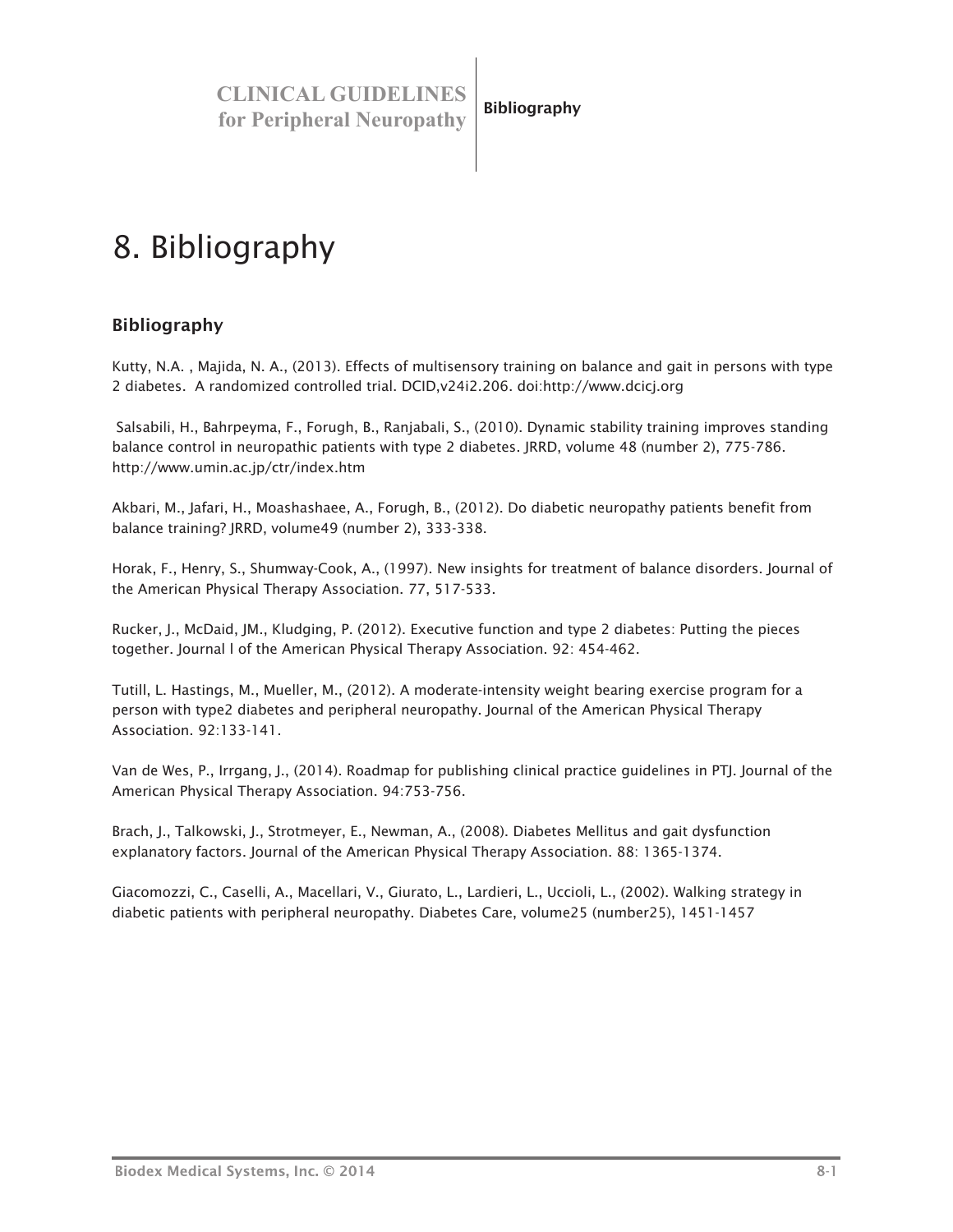# 8. Bibliography

## Bibliography

Kutty, N.A. , Majida, N. A., (2013). Effects of multisensory training on balance and gait in persons with type 2 diabetes. A randomized controlled trial. DCID,v24i2.206. doi:http://www.dcicj.org

Salsabili, H., Bahrpeyma, F., Forugh, B., Ranjabali, S., (2010). Dynamic stability training improves standing balance control in neuropathic patients with type 2 diabetes. JRRD, volume 48 (number 2), 775-786. http://www.umin.ac.jp/ctr/index.htm

Akbari, M., Jafari, H., Moashashaee, A., Forugh, B., (2012). Do diabetic neuropathy patients benefit from balance training? JRRD, volume49 (number 2), 333-338.

Horak, F., Henry, S., Shumway-Cook, A., (1997). New insights for treatment of balance disorders. Journal of the American Physical Therapy Association. 77, 517-533.

Rucker, J., McDaid, JM., Kludging, P. (2012). Executive function and type 2 diabetes: Putting the pieces together. Journal l of the American Physical Therapy Association. 92: 454-462.

Tutill, L. Hastings, M., Mueller, M., (2012). A moderate-intensity weight bearing exercise program for a person with type2 diabetes and peripheral neuropathy. Journal of the American Physical Therapy Association. 92:133-141.

Van de Wes, P., Irrgang, J., (2014). Roadmap for publishing clinical practice guidelines in PTJ. Journal of the American Physical Therapy Association. 94:753-756.

Brach, J., Talkowski, J., Strotmeyer, E., Newman, A., (2008). Diabetes Mellitus and gait dysfunction explanatory factors. Journal of the American Physical Therapy Association. 88: 1365-1374.

Giacomozzi, C., Caselli, A., Macellari, V., Giurato, L., Lardieri, L., Uccioli, L., (2002). Walking strategy in diabetic patients with peripheral neuropathy. Diabetes Care, volume25 (number25), 1451-1457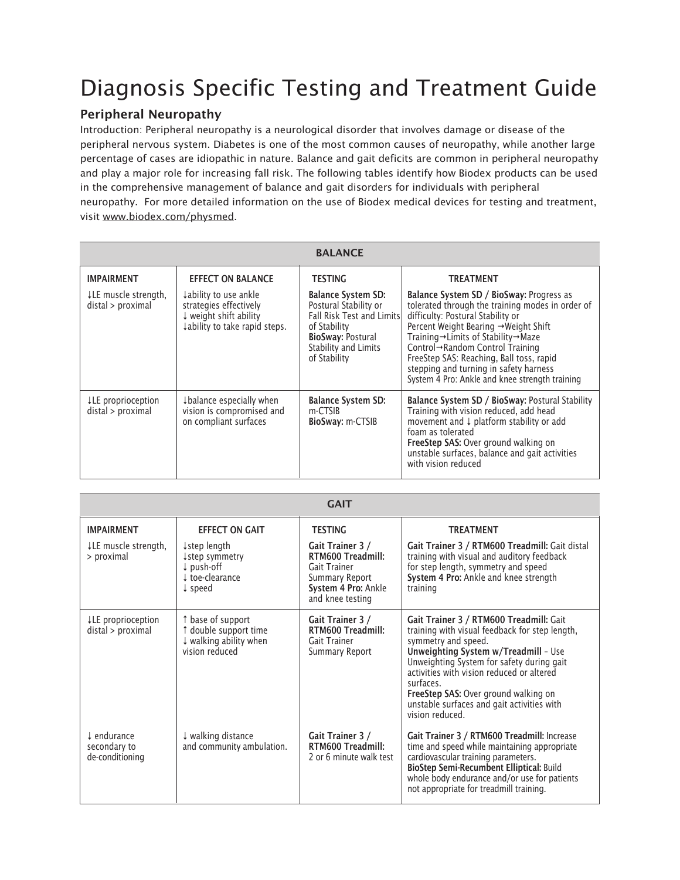# Diagnosis Specific Testing and Treatment Guide

## Peripheral Neuropathy

Introduction: Peripheral neuropathy is a neurological disorder that involves damage or disease of the peripheral nervous system. Diabetes is one of the most common causes of neuropathy, while another large percentage of cases are idiopathic in nature. Balance and gait deficits are common in peripheral neuropathy and play a major role for increasing fall risk. The following tables identify how Biodex products can be used in the comprehensive management of balance and gait disorders for individuals with peripheral neuropathy. For more detailed information on the use of Biodex medical devices for testing and treatment, visit www.biodex.com/physmed.

| BALANCE | | | |
|---|---|---|---|
| **IMPAIRMENT** | **EFFECT ON BALANCE** | **TESTING** | **TREATMENT** |
| ↓LE muscle strength, distal > proximal | ↓ability to use ankle strategies effectively<br>↓ weight shift ability<br>↓ability to take rapid steps. | **Balance System SD:** Postural Stability or Fall Risk Test and Limits of Stability<br>**BioSway:** Postural Stability and Limits of Stability | **Balance System SD / BioSway:** Progress as tolerated through the training modes in order of difficulty: Postural Stability or Percent Weight Bearing →Weight Shift Training→Limits of Stability→Maze Control→Random Control Training<br>FreeStep SAS: Reaching, Ball toss, rapid stepping and turning in safety harness<br>System 4 Pro: Ankle and knee strength training |
| ↓LE proprioception distal > proximal | ↓balance especially when vision is compromised and on compliant surfaces | **Balance System SD:** m-CTSIB<br>**BioSway:** m-CTSIB | **Balance System SD / BioSway:** Postural Stability Training with vision reduced, add head movement and ↓ platform stability or add foam as tolerated<br>**FreeStep SAS:** Over ground walking on unstable surfaces, balance and gait activities with vision reduced |

| GAIT | | | |
|---|---|---|---|
| **IMPAIRMENT** | **EFFECT ON GAIT** | **TESTING** | **TREATMENT** |
| ↓LE muscle strength, > proximal | ↓step length<br>↓step symmetry<br>↓ push-off<br>↓ toe-clearance<br>↓ speed | **Gait Trainer 3 / RTM600 Treadmill:** Gait Trainer Summary Report<br>**System 4 Pro:** Ankle and knee testing | **Gait Trainer 3 / RTM600 Treadmill:** Gait distal training with visual and auditory feedback for step length, symmetry and speed<br>**System 4 Pro:** Ankle and knee strength training |
| ↓LE proprioception distal > proximal | ↑ base of support<br>↑ double support time<br>↓ walking ability when vision reduced | **Gait Trainer 3 / RTM600 Treadmill:** Gait Trainer Summary Report | **Gait Trainer 3 / RTM600 Treadmill:** Gait training with visual feedback for step length, symmetry and speed.<br>**Unweighting System w/Treadmill** – Use Unweighting System for safety during gait activities with vision reduced or altered surfaces.<br>**FreeStep SAS:** Over ground walking on unstable surfaces and gait activities with vision reduced. |
| ↓ endurance secondary to de-conditioning | ↓ walking distance and community ambulation. | **Gait Trainer 3 / RTM600 Treadmill:** 2 or 6 minute walk test | **Gait Trainer 3 / RTM600 Treadmill:** Increase time and speed while maintaining appropriate cardiovascular training parameters.<br>**BioStep Semi-Recumbent Elliptical:** Build whole body endurance and/or use for patients not appropriate for treadmill training. |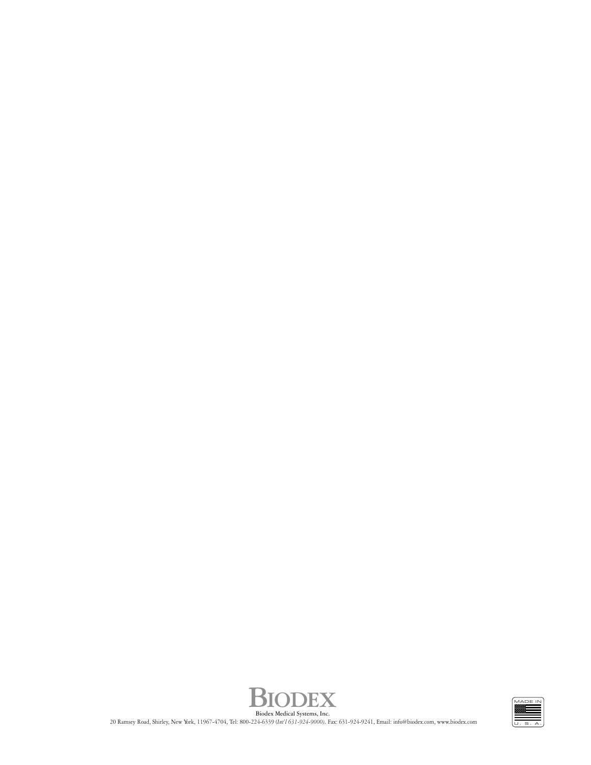BIODEX

**Biodex Medical Systems, Inc.**

20 Ramsey Road, Shirley, New York, 11967-4704, Tel: 800-224-6339 (*Int'l 631-924-9000),* Fax: 631-924-9241, Email: info@biodex.com, www.biodex.com

MADE IN U. S. A.